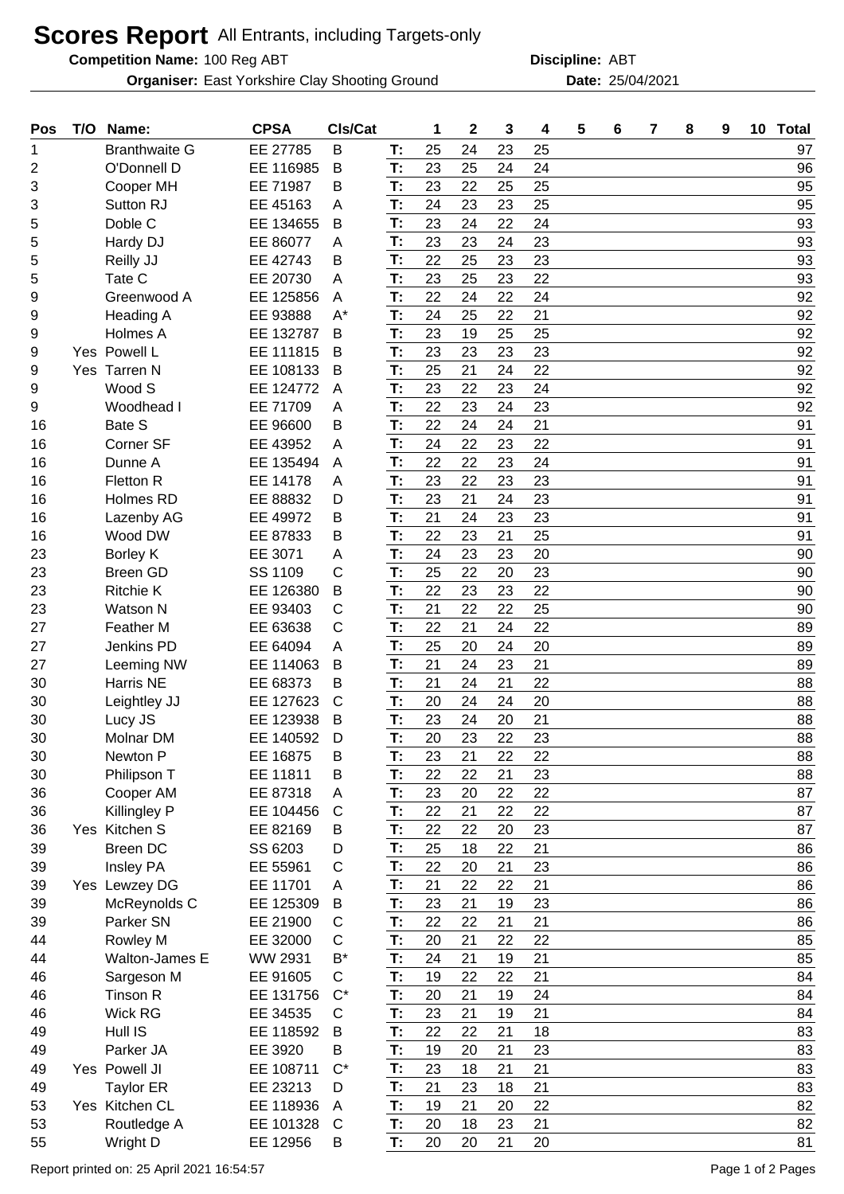# Scores Report All Entrants, including Targets-only

**Competition Name:** 100 Reg ABT **Discipline:** ABT

**Organiser:** East Yorkshire Clay Shooting Ground **Date:** 25/04/2021

| Pos | T/O | Name: | CPSA | Cls/Cat | | 1 | 2 | 3 | 4 | 5 | 6 | 7 | 8 | 9 | 10 | Total |
|---|---|---|---|---|---|---|---|---|---|---|---|---|---|---|---|---|
| 1 | | Branthwaite G | EE 27785 | B | T: | 25 | 24 | 23 | 25 | | | | | | | 97 |
| 2 | | O'Donnell D | EE 116985 | B | T: | 23 | 25 | 24 | 24 | | | | | | | 96 |
| 3 | | Cooper MH | EE 71987 | B | T: | 23 | 22 | 25 | 25 | | | | | | | 95 |
| 3 | | Sutton RJ | EE 45163 | A | T: | 24 | 23 | 23 | 25 | | | | | | | 95 |
| 5 | | Doble C | EE 134655 | B | T: | 23 | 24 | 22 | 24 | | | | | | | 93 |
| 5 | | Hardy DJ | EE 86077 | A | T: | 23 | 23 | 24 | 23 | | | | | | | 93 |
| 5 | | Reilly JJ | EE 42743 | B | T: | 22 | 25 | 23 | 23 | | | | | | | 93 |
| 5 | | Tate C | EE 20730 | A | T: | 23 | 25 | 23 | 22 | | | | | | | 93 |
| 9 | | Greenwood A | EE 125856 | A | T: | 22 | 24 | 22 | 24 | | | | | | | 92 |
| 9 | | Heading A | EE 93888 | A* | T: | 24 | 25 | 22 | 21 | | | | | | | 92 |
| 9 | | Holmes A | EE 132787 | B | T: | 23 | 19 | 25 | 25 | | | | | | | 92 |
| 9 | Yes | Powell L | EE 111815 | B | T: | 23 | 23 | 23 | 23 | | | | | | | 92 |
| 9 | Yes | Tarren N | EE 108133 | B | T: | 25 | 21 | 24 | 22 | | | | | | | 92 |
| 9 | | Wood S | EE 124772 | A | T: | 23 | 22 | 23 | 24 | | | | | | | 92 |
| 9 | | Woodhead I | EE 71709 | A | T: | 22 | 23 | 24 | 23 | | | | | | | 92 |
| 16 | | Bate S | EE 96600 | B | T: | 22 | 24 | 24 | 21 | | | | | | | 91 |
| 16 | | Corner SF | EE 43952 | A | T: | 24 | 22 | 23 | 22 | | | | | | | 91 |
| 16 | | Dunne A | EE 135494 | A | T: | 22 | 22 | 23 | 24 | | | | | | | 91 |
| 16 | | Fletton R | EE 14178 | A | T: | 23 | 22 | 23 | 23 | | | | | | | 91 |
| 16 | | Holmes RD | EE 88832 | D | T: | 23 | 21 | 24 | 23 | | | | | | | 91 |
| 16 | | Lazenby AG | EE 49972 | B | T: | 21 | 24 | 23 | 23 | | | | | | | 91 |
| 16 | | Wood DW | EE 87833 | B | T: | 22 | 23 | 21 | 25 | | | | | | | 91 |
| 23 | | Borley K | EE 3071 | A | T: | 24 | 23 | 23 | 20 | | | | | | | 90 |
| 23 | | Breen GD | SS 1109 | C | T: | 25 | 22 | 20 | 23 | | | | | | | 90 |
| 23 | | Ritchie K | EE 126380 | B | T: | 22 | 23 | 23 | 22 | | | | | | | 90 |
| 23 | | Watson N | EE 93403 | C | T: | 21 | 22 | 22 | 25 | | | | | | | 90 |
| 27 | | Feather M | EE 63638 | C | T: | 22 | 21 | 24 | 22 | | | | | | | 89 |
| 27 | | Jenkins PD | EE 64094 | A | T: | 25 | 20 | 24 | 20 | | | | | | | 89 |
| 27 | | Leeming NW | EE 114063 | B | T: | 21 | 24 | 23 | 21 | | | | | | | 89 |
| 30 | | Harris NE | EE 68373 | B | T: | 21 | 24 | 21 | 22 | | | | | | | 88 |
| 30 | | Leightley JJ | EE 127623 | C | T: | 20 | 24 | 24 | 20 | | | | | | | 88 |
| 30 | | Lucy JS | EE 123938 | B | T: | 23 | 24 | 20 | 21 | | | | | | | 88 |
| 30 | | Molnar DM | EE 140592 | D | T: | 20 | 23 | 22 | 23 | | | | | | | 88 |
| 30 | | Newton P | EE 16875 | B | T: | 23 | 21 | 22 | 22 | | | | | | | 88 |
| 30 | | Philipson T | EE 11811 | B | T: | 22 | 22 | 21 | 23 | | | | | | | 88 |
| 36 | | Cooper AM | EE 87318 | A | T: | 23 | 20 | 22 | 22 | | | | | | | 87 |
| 36 | | Killingley P | EE 104456 | C | T: | 22 | 21 | 22 | 22 | | | | | | | 87 |
| 36 | Yes | Kitchen S | EE 82169 | B | T: | 22 | 22 | 20 | 23 | | | | | | | 87 |
| 39 | | Breen DC | SS 6203 | D | T: | 25 | 18 | 22 | 21 | | | | | | | 86 |
| 39 | | Insley PA | EE 55961 | C | T: | 22 | 20 | 21 | 23 | | | | | | | 86 |
| 39 | Yes | Lewzey DG | EE 11701 | A | T: | 21 | 22 | 22 | 21 | | | | | | | 86 |
| 39 | | McReynolds C | EE 125309 | B | T: | 23 | 21 | 19 | 23 | | | | | | | 86 |
| 39 | | Parker SN | EE 21900 | C | T: | 22 | 22 | 21 | 21 | | | | | | | 86 |
| 44 | | Rowley M | EE 32000 | C | T: | 20 | 21 | 22 | 22 | | | | | | | 85 |
| 44 | | Walton-James E | WW 2931 | B* | T: | 24 | 21 | 19 | 21 | | | | | | | 85 |
| 46 | | Sargeson M | EE 91605 | C | T: | 19 | 22 | 22 | 21 | | | | | | | 84 |
| 46 | | Tinson R | EE 131756 | C* | T: | 20 | 21 | 19 | 24 | | | | | | | 84 |
| 46 | | Wick RG | EE 34535 | C | T: | 23 | 21 | 19 | 21 | | | | | | | 84 |
| 49 | | Hull IS | EE 118592 | B | T: | 22 | 22 | 21 | 18 | | | | | | | 83 |
| 49 | | Parker JA | EE 3920 | B | T: | 19 | 20 | 21 | 23 | | | | | | | 83 |
| 49 | Yes | Powell JI | EE 108711 | C* | T: | 23 | 18 | 21 | 21 | | | | | | | 83 |
| 49 | | Taylor ER | EE 23213 | D | T: | 21 | 23 | 18 | 21 | | | | | | | 83 |
| 53 | Yes | Kitchen CL | EE 118936 | A | T: | 19 | 21 | 20 | 22 | | | | | | | 82 |
| 53 | | Routledge A | EE 101328 | C | T: | 20 | 18 | 23 | 21 | | | | | | | 82 |
| 55 | | Wright D | EE 12956 | B | T: | 20 | 20 | 21 | 20 | | | | | | | 81 |

Report printed on: 25 April 2021 16:54:57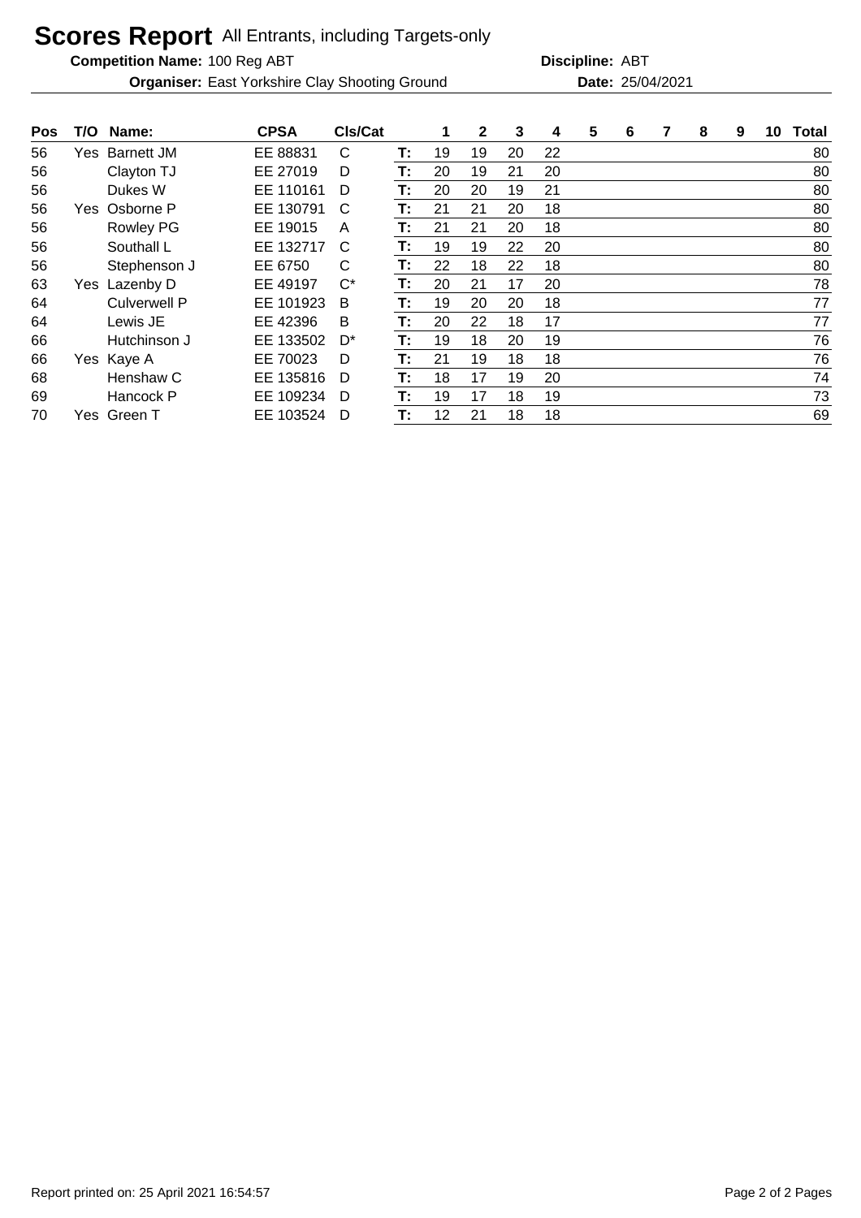# Scores Report All Entrants, including Targets-only

**Competition Name:** 100 Reg ABT **Discipline:** ABT

**Organiser:** East Yorkshire Clay Shooting Ground **Date:** 25/04/2021

| Pos | T/O | Name: | CPSA | Cls/Cat | | 1 | 2 | 3 | 4 | 5 | 6 | 7 | 8 | 9 | 10 | Total |
|---|---|---|---|---|---|---|---|---|---|---|---|---|---|---|---|---|
| 56 | Yes | Barnett JM | EE 88831 | C | T: | 19 | 19 | 20 | 22 | | | | | | | 80 |
| 56 | | Clayton TJ | EE 27019 | D | T: | 20 | 19 | 21 | 20 | | | | | | | 80 |
| 56 | | Dukes W | EE 110161 | D | T: | 20 | 20 | 19 | 21 | | | | | | | 80 |
| 56 | Yes | Osborne P | EE 130791 | C | T: | 21 | 21 | 20 | 18 | | | | | | | 80 |
| 56 | | Rowley PG | EE 19015 | A | T: | 21 | 21 | 20 | 18 | | | | | | | 80 |
| 56 | | Southall L | EE 132717 | C | T: | 19 | 19 | 22 | 20 | | | | | | | 80 |
| 56 | | Stephenson J | EE 6750 | C | T: | 22 | 18 | 22 | 18 | | | | | | | 80 |
| 63 | Yes | Lazenby D | EE 49197 | C* | T: | 20 | 21 | 17 | 20 | | | | | | | 78 |
| 64 | | Culverwell P | EE 101923 | B | T: | 19 | 20 | 20 | 18 | | | | | | | 77 |
| 64 | | Lewis JE | EE 42396 | B | T: | 20 | 22 | 18 | 17 | | | | | | | 77 |
| 66 | | Hutchinson J | EE 133502 | D* | T: | 19 | 18 | 20 | 19 | | | | | | | 76 |
| 66 | Yes | Kaye A | EE 70023 | D | T: | 21 | 19 | 18 | 18 | | | | | | | 76 |
| 68 | | Henshaw C | EE 135816 | D | T: | 18 | 17 | 19 | 20 | | | | | | | 74 |
| 69 | | Hancock P | EE 109234 | D | T: | 19 | 17 | 18 | 19 | | | | | | | 73 |
| 70 | Yes | Green T | EE 103524 | D | T: | 12 | 21 | 18 | 18 | | | | | | | 69 |

Report printed on: 25 April 2021 16:54:57